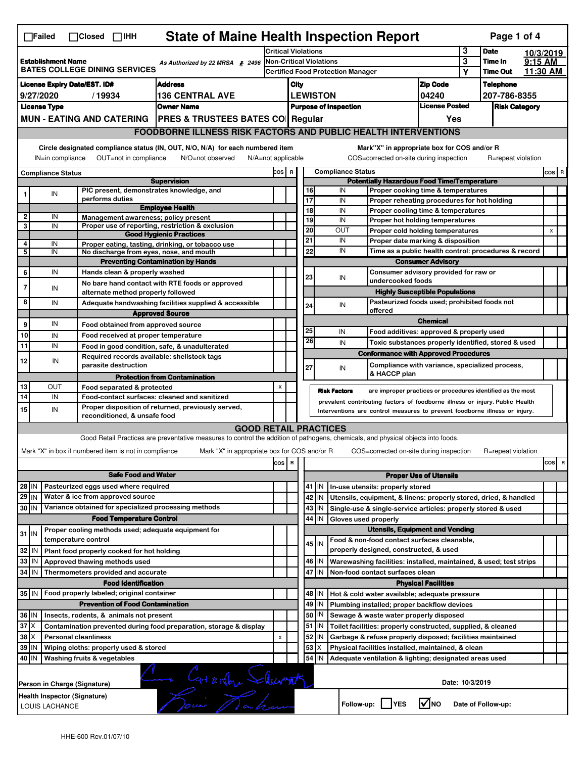☐Failed ☐Closed ☐IHH

# State of Maine Health Inspection Report

| | | | |
|---|---|---|---|
| **Establishment Name** BATES COLLEGE DINING SERVICES | As Authorized by 22 MRSA § 2496 | Critical Violations | 3 |
| | | Non-Critical Violations | 3 |
| | | Certified Food Protection Manager | Y |

**Date** 10/3/2019 **Time In** 9:15 AM **Time Out** 11:30 AM

| License Expiry Date/EST. ID# | Address | City | Zip Code | Telephone |
|---|---|---|---|---|
| 9/27/2020 / 19934 | 136 CENTRAL AVE | LEWISTON | 04240 | 207-786-8355 |

| License Type | Owner Name | Purpose of Inspection | License Posted | Risk Category |
|---|---|---|---|---|
| MUN - EATING AND CATERING | PRES & TRUSTEES BATES CO | Regular | Yes | |

## FOODBORNE ILLNESS RISK FACTORS AND PUBLIC HEALTH INTERVENTIONS

Circle designated compliance status (IN, OUT, N/O, N/A) for each numbered item — IN=in compliance OUT=not in compliance N/O=not observed N/A=not applicable

Mark"X" in appropriate box for COS and/or R — COS=corrected on-site during inspection R=repeat violation

| # | Compliance Status | Item | COS | R |
|---|---|---|---|---|
| | | **Supervision** | | |
| 1 | IN | PIC present, demonstrates knowledge, and performs duties | | |
| | | **Employee Health** | | |
| 2 | IN | Management awareness; policy present | | |
| 3 | IN | Proper use of reporting, restriction & exclusion | | |
| | | **Good Hygienic Practices** | | |
| 4 | IN | Proper eating, tasting, drinking, or tobacco use | | |
| 5 | IN | No discharge from eyes, nose, and mouth | | |
| | | **Preventing Contamination by Hands** | | |
| 6 | IN | Hands clean & properly washed | | |
| 7 | IN | No bare hand contact with RTE foods or approved alternate method properly followed | | |
| 8 | IN | Adequate handwashing facilities supplied & accessible | | |
| | | **Approved Source** | | |
| 9 | IN | Food obtained from approved source | | |
| 10 | IN | Food received at proper temperature | | |
| 11 | IN | Food in good condition, safe, & unadulterated | | |
| 12 | IN | Required records available: shellstock tags parasite destruction | | |
| | | **Protection from Contamination** | | |
| 13 | OUT | Food separated & protected | X | |
| 14 | IN | Food-contact surfaces: cleaned and sanitized | | |
| 15 | IN | Proper disposition of returned, previously served, reconditioned, & unsafe food | | |
| | | **Potentially Hazardous Food Time/Temperature** | | |
| 16 | IN | Proper cooking time & temperatures | | |
| 17 | IN | Proper reheating procedures for hot holding | | |
| 18 | IN | Proper cooling time & temperatures | | |
| 19 | IN | Proper hot holding temperatures | | |
| 20 | OUT | Proper cold holding temperatures | | X |
| 21 | IN | Proper date marking & disposition | | |
| 22 | IN | Time as a public health control: procedures & record | | |
| | | **Consumer Advisory** | | |
| 23 | IN | Consumer advisory provided for raw or undercooked foods | | |
| | | **Highly Susceptible Populations** | | |
| 24 | IN | Pasteurized foods used; prohibited foods not offered | | |
| | | **Chemical** | | |
| 25 | IN | Food additives: approved & properly used | | |
| 26 | IN | Toxic substances properly identified, stored & used | | |
| | | **Conformance with Approved Procedures** | | |
| 27 | IN | Compliance with variance, specialized process, & HACCP plan | | |

**Risk Factors** are improper practices or procedures identified as the most prevalent contributing factors of foodborne illness or injury. Public Health Interventions are control measures to prevent foodborne illness or injury.

## GOOD RETAIL PRACTICES

Good Retail Practices are preventative measures to control the addition of pathogens, chemicals, and physical objects into foods.

Mark "X" in box if numbered item is not in compliance — Mark "X" in appropriate box for COS and/or R — COS=corrected on-site during inspection R=repeat violation

| # | Status | Item | COS | R |
|---|---|---|---|---|
| | | **Safe Food and Water** | | |
| 28 | IN | Pasteurized eggs used where required | | |
| 29 | IN | Water & ice from approved source | | |
| 30 | IN | Variance obtained for specialized processing methods | | |
| | | **Food Temperature Control** | | |
| 31 | IN | Proper cooling methods used; adequate equipment for temperature control | | |
| 32 | IN | Plant food properly cooked for hot holding | | |
| 33 | IN | Approved thawing methods used | | |
| 34 | IN | Thermometers provided and accurate | | |
| | | **Food Identification** | | |
| 35 | IN | Food properly labeled; original container | | |
| | | **Prevention of Food Contamination** | | |
| 36 | IN | Insects, rodents, & animals not present | | |
| 37 | X | Contamination prevented during food preparation, storage & display | | |
| 38 | X | Personal cleanliness | X | |
| 39 | IN | Wiping cloths: properly used & stored | | |
| 40 | IN | Washing fruits & vegetables | | |
| | | **Proper Use of Utensils** | | |
| 41 | IN | In-use utensils: properly stored | | |
| 42 | IN | Utensils, equipment, & linens: properly stored, dried, & handled | | |
| 43 | IN | Single-use & single-service articles: properly stored & used | | |
| 44 | IN | Gloves used properly | | |
| | | **Utensils, Equipment and Vending** | | |
| 45 | IN | Food & non-food contact surfaces cleanable, properly designed, constructed, & used | | |
| 46 | IN | Warewashing facilities: installed, maintained, & used; test strips | | |
| 47 | IN | Non-food contact surfaces clean | | |
| | | **Physical Facilities** | | |
| 48 | IN | Hot & cold water available; adequate pressure | | |
| 49 | IN | Plumbing installed; proper backflow devices | | |
| 50 | IN | Sewage & waste water properly disposed | | |
| 51 | IN | Toilet facilities: properly constructed, supplied, & cleaned | | |
| 52 | IN | Garbage & refuse properly disposed; facilities maintained | | |
| 53 | X | Physical facilities installed, maintained, & clean | | |
| 54 | IN | Adequate ventilation & lighting; designated areas used | | |

Person in Charge (Signature) — Date: 10/3/2019

Health Inspector (Signature) LOUIS LACHANCE

Follow-up: ☐ YES ☑ NO Date of Follow-up:

HHE-600 Rev.01/07/10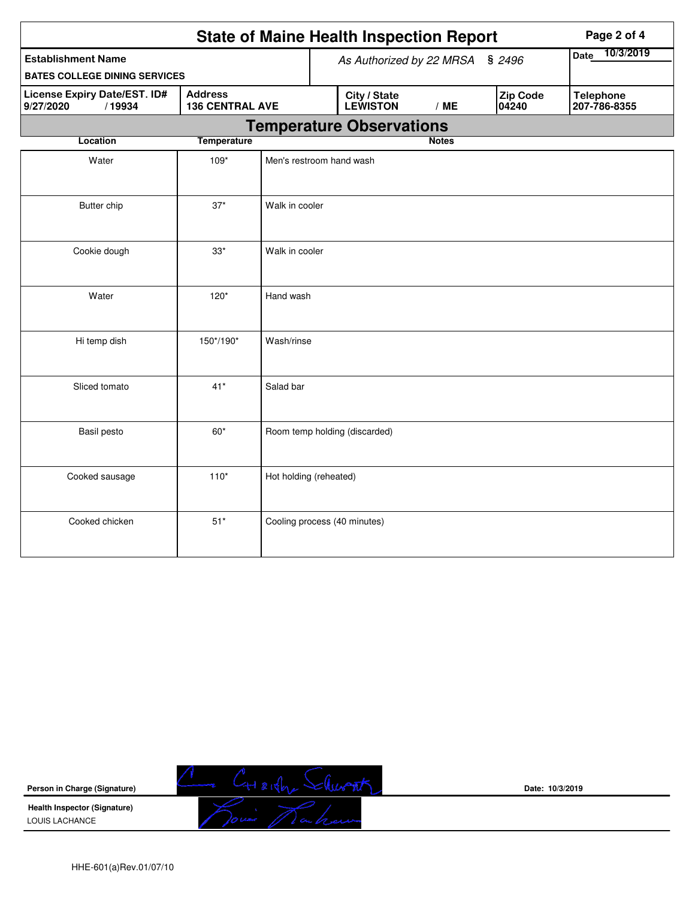# State of Maine Health Inspection Report

| Establishment Name | As Authorized by 22 MRSA § 2496 | | | Date 10/3/2019 |
|---|---|---|---|---|
| BATES COLLEGE DINING SERVICES | | | | |

| License Expiry Date/EST. ID# | Address | City / State | Zip Code | Telephone |
|---|---|---|---|---|
| 9/27/2020 / 19934 | 136 CENTRAL AVE | LEWISTON / ME | 04240 | 207-786-8355 |

## Temperature Observations

| Location | Temperature | Notes |
|---|---|---|
| Water | 109* | Men's restroom hand wash |
| Butter chip | 37* | Walk in cooler |
| Cookie dough | 33* | Walk in cooler |
| Water | 120* | Hand wash |
| Hi temp dish | 150*/190* | Wash/rinse |
| Sliced tomato | 41* | Salad bar |
| Basil pesto | 60* | Room temp holding (discarded) |
| Cooked sausage | 110* | Hot holding (reheated) |
| Cooked chicken | 51* | Cooling process (40 minutes) |

Person in Charge (Signature)

Date: 10/3/2019

Health Inspector (Signature)
LOUIS LACHANCE

HHE-601(a)Rev.01/07/10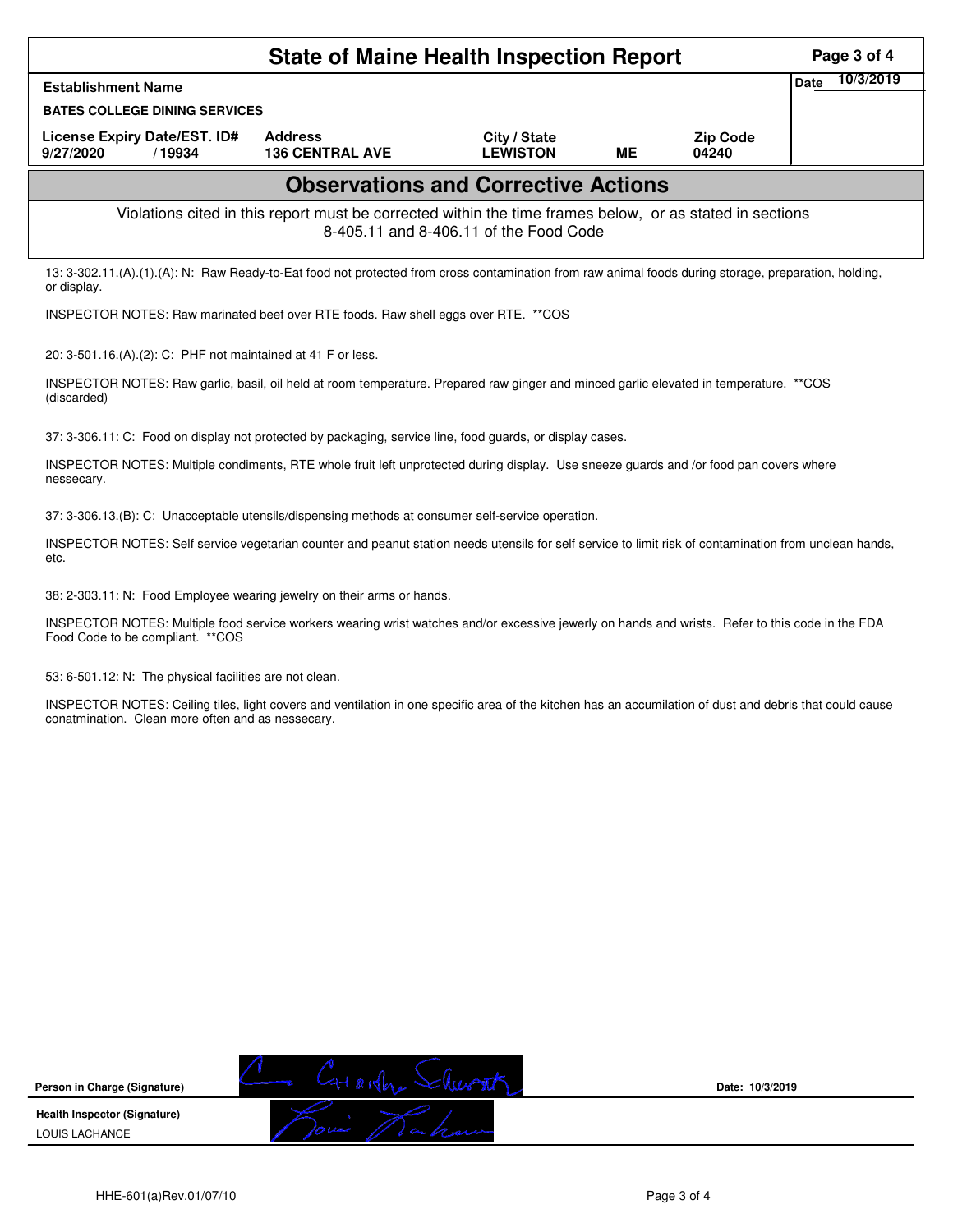# State of Maine Health Inspection Report

| Establishment Name | | | | | Date 10/3/2019 |
|---|---|---|---|---|---|
| BATES COLLEGE DINING SERVICES | | | | | |
| License Expiry Date/EST. ID# | Address | City / State | | Zip Code | |
| 9/27/2020 / 19934 | 136 CENTRAL AVE | LEWISTON | ME | 04240 | |

## Observations and Corrective Actions

Violations cited in this report must be corrected within the time frames below, or as stated in sections 8-405.11 and 8-406.11 of the Food Code

13: 3-302.11.(A).(1).(A): N: Raw Ready-to-Eat food not protected from cross contamination from raw animal foods during storage, preparation, holding, or display.

INSPECTOR NOTES: Raw marinated beef over RTE foods. Raw shell eggs over RTE. **COS

20: 3-501.16.(A).(2): C: PHF not maintained at 41 F or less.

INSPECTOR NOTES: Raw garlic, basil, oil held at room temperature. Prepared raw ginger and minced garlic elevated in temperature. **COS (discarded)

37: 3-306.11: C: Food on display not protected by packaging, service line, food guards, or display cases.

INSPECTOR NOTES: Multiple condiments, RTE whole fruit left unprotected during display. Use sneeze guards and /or food pan covers where nessecary.

37: 3-306.13.(B): C: Unacceptable utensils/dispensing methods at consumer self-service operation.

INSPECTOR NOTES: Self service vegetarian counter and peanut station needs utensils for self service to limit risk of contamination from unclean hands, etc.

38: 2-303.11: N: Food Employee wearing jewelry on their arms or hands.

INSPECTOR NOTES: Multiple food service workers wearing wrist watches and/or excessive jewerly on hands and wrists. Refer to this code in the FDA Food Code to be compliant. **COS

53: 6-501.12: N: The physical facilities are not clean.

INSPECTOR NOTES: Ceiling tiles, light covers and ventilation in one specific area of the kitchen has an accumulation of dust and debris that could cause conatmination. Clean more often and as nessecary.

**Person in Charge (Signature)** Date: 10/3/2019

**Health Inspector (Signature)**
LOUIS LACHANCE

HHE-601(a)Rev.01/07/10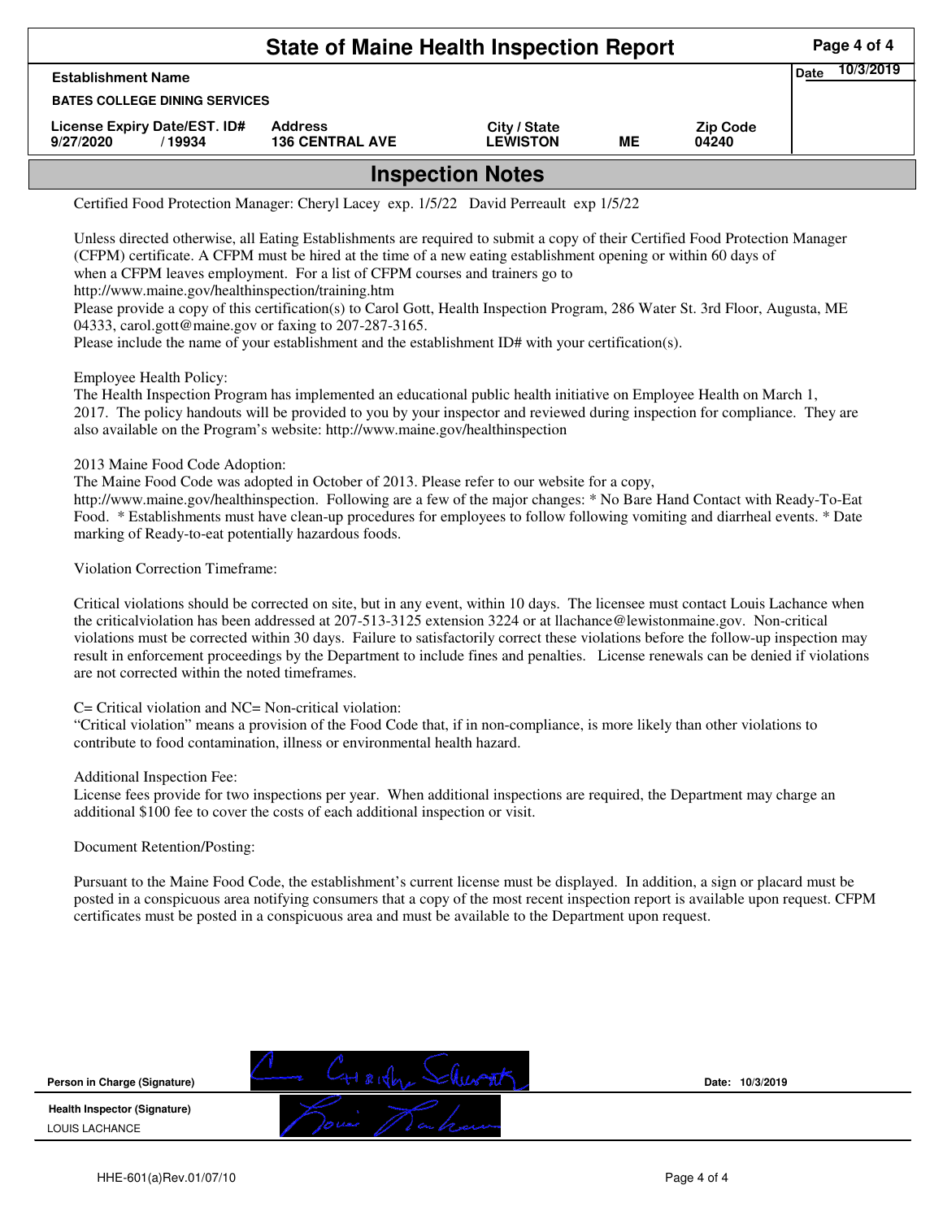# State of Maine Health Inspection Report

| Establishment Name | | | | | Date 10/3/2019 |
|---|---|---|---|---|---|
| BATES COLLEGE DINING SERVICES | | | | | |
| License Expiry Date/EST. ID# 9/27/2020 / 19934 | Address 136 CENTRAL AVE | City / State LEWISTON | ME | Zip Code 04240 | |

## Inspection Notes

Certified Food Protection Manager: Cheryl Lacey exp. 1/5/22 David Perreault exp 1/5/22

Unless directed otherwise, all Eating Establishments are required to submit a copy of their Certified Food Protection Manager (CFPM) certificate. A CFPM must be hired at the time of a new eating establishment opening or within 60 days of when a CFPM leaves employment. For a list of CFPM courses and trainers go to http://www.maine.gov/healthinspection/training.htm
Please provide a copy of this certification(s) to Carol Gott, Health Inspection Program, 286 Water St. 3rd Floor, Augusta, ME 04333, carol.gott@maine.gov or faxing to 207-287-3165.
Please include the name of your establishment and the establishment ID# with your certification(s).

Employee Health Policy:
The Health Inspection Program has implemented an educational public health initiative on Employee Health on March 1, 2017. The policy handouts will be provided to you by your inspector and reviewed during inspection for compliance. They are also available on the Program's website: http://www.maine.gov/healthinspection

2013 Maine Food Code Adoption:
The Maine Food Code was adopted in October of 2013. Please refer to our website for a copy, http://www.maine.gov/healthinspection. Following are a few of the major changes: * No Bare Hand Contact with Ready-To-Eat Food. * Establishments must have clean-up procedures for employees to follow following vomiting and diarrheal events. * Date marking of Ready-to-eat potentially hazardous foods.

Violation Correction Timeframe:

Critical violations should be corrected on site, but in any event, within 10 days. The licensee must contact Louis Lachance when the criticalviolation has been addressed at 207-513-3125 extension 3224 or at llachance@lewistonmaine.gov. Non-critical violations must be corrected within 30 days. Failure to satisfactorily correct these violations before the follow-up inspection may result in enforcement proceedings by the Department to include fines and penalties. License renewals can be denied if violations are not corrected within the noted timeframes.

C= Critical violation and NC= Non-critical violation:
"Critical violation" means a provision of the Food Code that, if in non-compliance, is more likely than other violations to contribute to food contamination, illness or environmental health hazard.

Additional Inspection Fee:
License fees provide for two inspections per year. When additional inspections are required, the Department may charge an additional $100 fee to cover the costs of each additional inspection or visit.

Document Retention/Posting:

Pursuant to the Maine Food Code, the establishment's current license must be displayed. In addition, a sign or placard must be posted in a conspicuous area notifying consumers that a copy of the most recent inspection report is available upon request. CFPM certificates must be posted in a conspicuous area and must be available to the Department upon request.

Person in Charge (Signature) Date: 10/3/2019

Health Inspector (Signature)
LOUIS LACHANCE

HHE-601(a)Rev.01/07/10